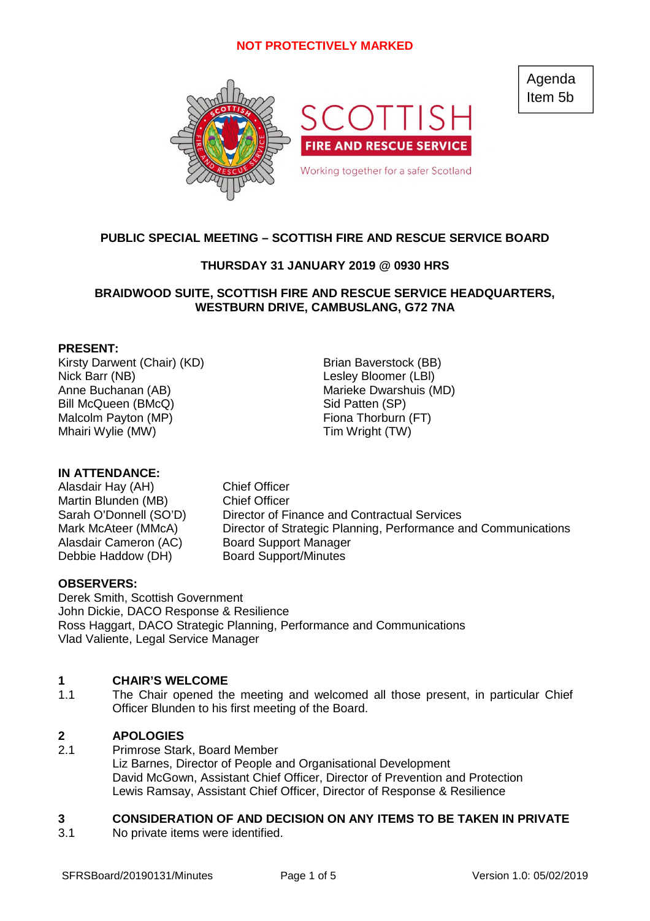NOT PROTECTIVELY MARKED

Agenda Item 5b

SCOTTISH FIRE AND RESCUE SERVICE

Working together for a safer Scotland

**PUBLIC SPECIAL MEETING – SCOTTISH FIRE AND RESCUE SERVICE BOARD**

**THURSDAY 31 JANUARY 2019 @ 0930 HRS**

**BRAIDWOOD SUITE, SCOTTISH FIRE AND RESCUE SERVICE HEADQUARTERS, WESTBURN DRIVE, CAMBUSLANG, G72 7NA**

**PRESENT:**

Kirsty Darwent (Chair) (KD)
Nick Barr (NB)
Anne Buchanan (AB)
Bill McQueen (BMcQ)
Malcolm Payton (MP)
Mhairi Wylie (MW)
Brian Baverstock (BB)
Lesley Bloomer (LBl)
Marieke Dwarshuis (MD)
Sid Patten (SP)
Fiona Thorburn (FT)
Tim Wright (TW)

**IN ATTENDANCE:**

| | |
|---|---|
| Alasdair Hay (AH) | Chief Officer |
| Martin Blunden (MB) | Chief Officer |
| Sarah O'Donnell (SO'D) | Director of Finance and Contractual Services |
| Mark McAteer (MMcA) | Director of Strategic Planning, Performance and Communications |
| Alasdair Cameron (AC) | Board Support Manager |
| Debbie Haddow (DH) | Board Support/Minutes |

**OBSERVERS:**

Derek Smith, Scottish Government
John Dickie, DACO Response & Resilience
Ross Haggart, DACO Strategic Planning, Performance and Communications
Vlad Valiente, Legal Service Manager

## 1 CHAIR'S WELCOME

1.1 The Chair opened the meeting and welcomed all those present, in particular Chief Officer Blunden to his first meeting of the Board.

## 2 APOLOGIES

2.1 Primrose Stark, Board Member
Liz Barnes, Director of People and Organisational Development
David McGown, Assistant Chief Officer, Director of Prevention and Protection
Lewis Ramsay, Assistant Chief Officer, Director of Response & Resilience

## 3 CONSIDERATION OF AND DECISION ON ANY ITEMS TO BE TAKEN IN PRIVATE

3.1 No private items were identified.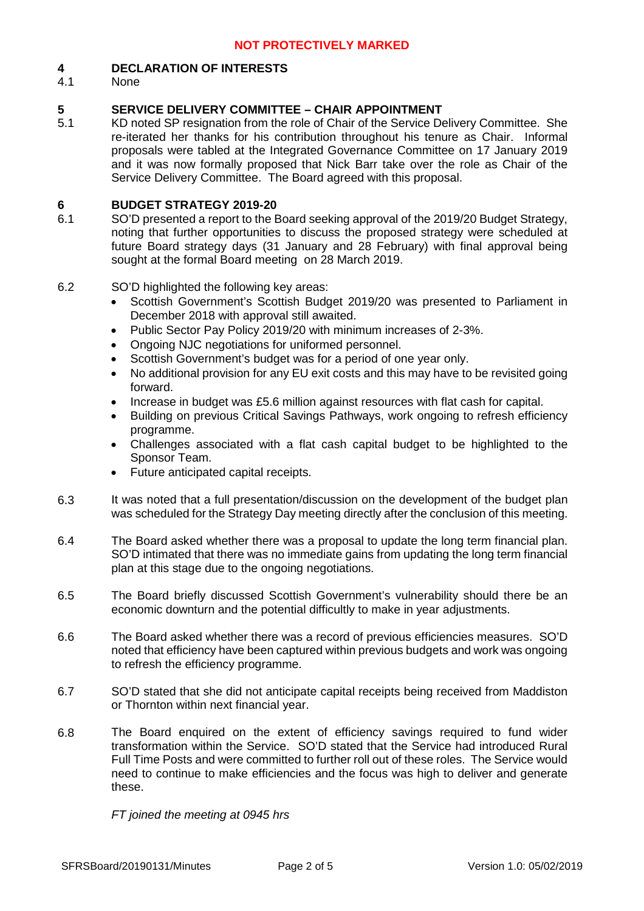## 4 DECLARATION OF INTERESTS

4.1 None

## 5 SERVICE DELIVERY COMMITTEE – CHAIR APPOINTMENT

5.1 KD noted SP resignation from the role of Chair of the Service Delivery Committee. She re-iterated her thanks for his contribution throughout his tenure as Chair. Informal proposals were tabled at the Integrated Governance Committee on 17 January 2019 and it was now formally proposed that Nick Barr take over the role as Chair of the Service Delivery Committee. The Board agreed with this proposal.

## 6 BUDGET STRATEGY 2019-20

6.1 SO'D presented a report to the Board seeking approval of the 2019/20 Budget Strategy, noting that further opportunities to discuss the proposed strategy were scheduled at future Board strategy days (31 January and 28 February) with final approval being sought at the formal Board meeting on 28 March 2019.

6.2 SO'D highlighted the following key areas:

- Scottish Government's Scottish Budget 2019/20 was presented to Parliament in December 2018 with approval still awaited.
- Public Sector Pay Policy 2019/20 with minimum increases of 2-3%.
- Ongoing NJC negotiations for uniformed personnel.
- Scottish Government's budget was for a period of one year only.
- No additional provision for any EU exit costs and this may have to be revisited going forward.
- Increase in budget was £5.6 million against resources with flat cash for capital.
- Building on previous Critical Savings Pathways, work ongoing to refresh efficiency programme.
- Challenges associated with a flat cash capital budget to be highlighted to the Sponsor Team.
- Future anticipated capital receipts.

6.3 It was noted that a full presentation/discussion on the development of the budget plan was scheduled for the Strategy Day meeting directly after the conclusion of this meeting.

6.4 The Board asked whether there was a proposal to update the long term financial plan. SO'D intimated that there was no immediate gains from updating the long term financial plan at this stage due to the ongoing negotiations.

6.5 The Board briefly discussed Scottish Government's vulnerability should there be an economic downturn and the potential difficultly to make in year adjustments.

6.6 The Board asked whether there was a record of previous efficiencies measures. SO'D noted that efficiency have been captured within previous budgets and work was ongoing to refresh the efficiency programme.

6.7 SO'D stated that she did not anticipate capital receipts being received from Maddiston or Thornton within next financial year.

6.8 The Board enquired on the extent of efficiency savings required to fund wider transformation within the Service. SO'D stated that the Service had introduced Rural Full Time Posts and were committed to further roll out of these roles. The Service would need to continue to make efficiencies and the focus was high to deliver and generate these.

*FT joined the meeting at 0945 hrs*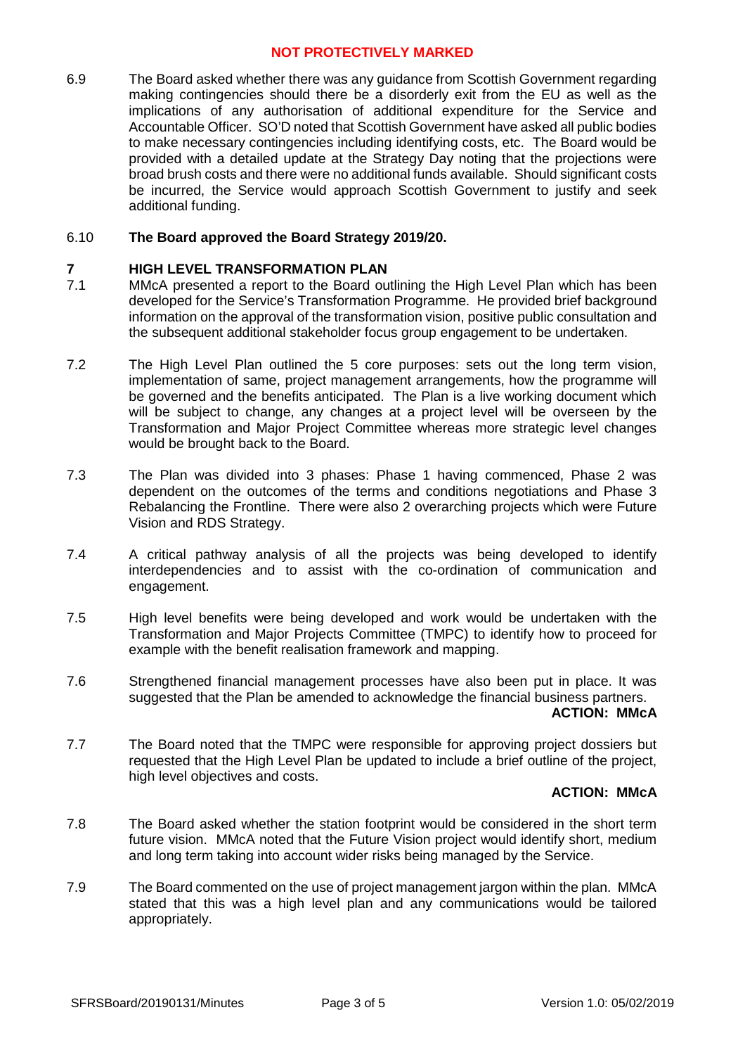**NOT PROTECTIVELY MARKED**

6.9 The Board asked whether there was any guidance from Scottish Government regarding making contingencies should there be a disorderly exit from the EU as well as the implications of any authorisation of additional expenditure for the Service and Accountable Officer. SO'D noted that Scottish Government have asked all public bodies to make necessary contingencies including identifying costs, etc. The Board would be provided with a detailed update at the Strategy Day noting that the projections were broad brush costs and there were no additional funds available. Should significant costs be incurred, the Service would approach Scottish Government to justify and seek additional funding.

6.10 **The Board approved the Board Strategy 2019/20.**

## 7 HIGH LEVEL TRANSFORMATION PLAN

7.1 MMcA presented a report to the Board outlining the High Level Plan which has been developed for the Service's Transformation Programme. He provided brief background information on the approval of the transformation vision, positive public consultation and the subsequent additional stakeholder focus group engagement to be undertaken.

7.2 The High Level Plan outlined the 5 core purposes: sets out the long term vision, implementation of same, project management arrangements, how the programme will be governed and the benefits anticipated. The Plan is a live working document which will be subject to change, any changes at a project level will be overseen by the Transformation and Major Project Committee whereas more strategic level changes would be brought back to the Board.

7.3 The Plan was divided into 3 phases: Phase 1 having commenced, Phase 2 was dependent on the outcomes of the terms and conditions negotiations and Phase 3 Rebalancing the Frontline. There were also 2 overarching projects which were Future Vision and RDS Strategy.

7.4 A critical pathway analysis of all the projects was being developed to identify interdependencies and to assist with the co-ordination of communication and engagement.

7.5 High level benefits were being developed and work would be undertaken with the Transformation and Major Projects Committee (TMPC) to identify how to proceed for example with the benefit realisation framework and mapping.

7.6 Strengthened financial management processes have also been put in place. It was suggested that the Plan be amended to acknowledge the financial business partners.
**ACTION: MMcA**

7.7 The Board noted that the TMPC were responsible for approving project dossiers but requested that the High Level Plan be updated to include a brief outline of the project, high level objectives and costs.

**ACTION: MMcA**

7.8 The Board asked whether the station footprint would be considered in the short term future vision. MMcA noted that the Future Vision project would identify short, medium and long term taking into account wider risks being managed by the Service.

7.9 The Board commented on the use of project management jargon within the plan. MMcA stated that this was a high level plan and any communications would be tailored appropriately.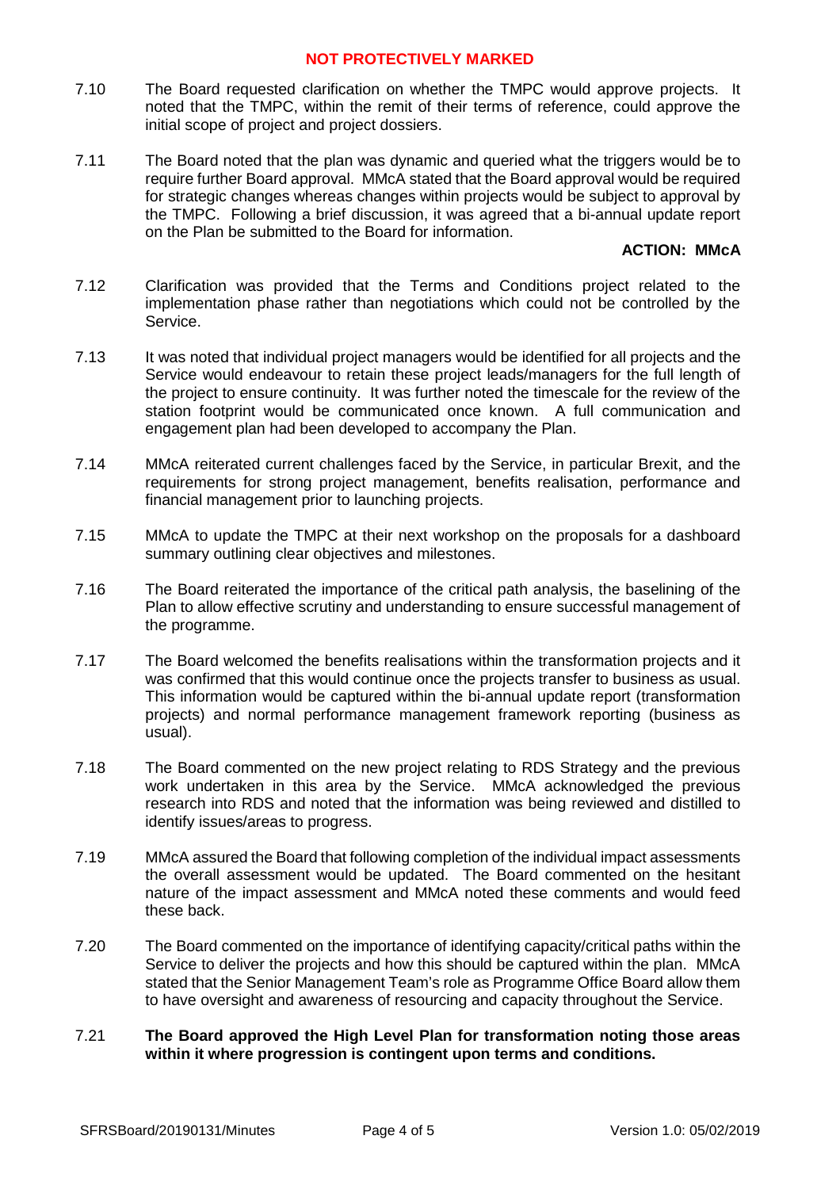7.10 The Board requested clarification on whether the TMPC would approve projects. It noted that the TMPC, within the remit of their terms of reference, could approve the initial scope of project and project dossiers.

7.11 The Board noted that the plan was dynamic and queried what the triggers would be to require further Board approval. MMcA stated that the Board approval would be required for strategic changes whereas changes within projects would be subject to approval by the TMPC. Following a brief discussion, it was agreed that a bi-annual update report on the Plan be submitted to the Board for information.

**ACTION: MMcA**

7.12 Clarification was provided that the Terms and Conditions project related to the implementation phase rather than negotiations which could not be controlled by the Service.

7.13 It was noted that individual project managers would be identified for all projects and the Service would endeavour to retain these project leads/managers for the full length of the project to ensure continuity. It was further noted the timescale for the review of the station footprint would be communicated once known. A full communication and engagement plan had been developed to accompany the Plan.

7.14 MMcA reiterated current challenges faced by the Service, in particular Brexit, and the requirements for strong project management, benefits realisation, performance and financial management prior to launching projects.

7.15 MMcA to update the TMPC at their next workshop on the proposals for a dashboard summary outlining clear objectives and milestones.

7.16 The Board reiterated the importance of the critical path analysis, the baselining of the Plan to allow effective scrutiny and understanding to ensure successful management of the programme.

7.17 The Board welcomed the benefits realisations within the transformation projects and it was confirmed that this would continue once the projects transfer to business as usual. This information would be captured within the bi-annual update report (transformation projects) and normal performance management framework reporting (business as usual).

7.18 The Board commented on the new project relating to RDS Strategy and the previous work undertaken in this area by the Service. MMcA acknowledged the previous research into RDS and noted that the information was being reviewed and distilled to identify issues/areas to progress.

7.19 MMcA assured the Board that following completion of the individual impact assessments the overall assessment would be updated. The Board commented on the hesitant nature of the impact assessment and MMcA noted these comments and would feed these back.

7.20 The Board commented on the importance of identifying capacity/critical paths within the Service to deliver the projects and how this should be captured within the plan. MMcA stated that the Senior Management Team's role as Programme Office Board allow them to have oversight and awareness of resourcing and capacity throughout the Service.

7.21 **The Board approved the High Level Plan for transformation noting those areas within it where progression is contingent upon terms and conditions.**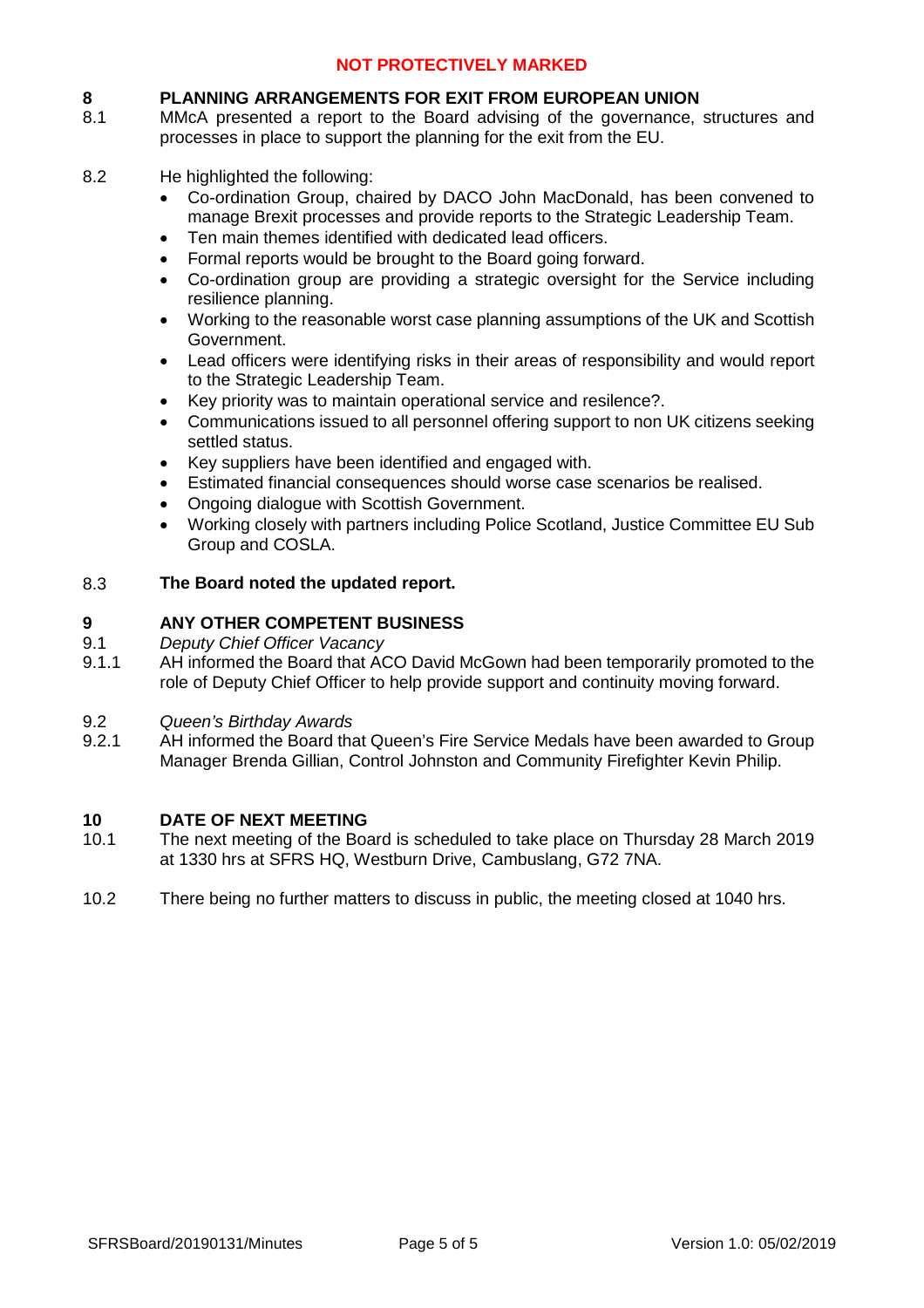**NOT PROTECTIVELY MARKED**

## 8 PLANNING ARRANGEMENTS FOR EXIT FROM EUROPEAN UNION

8.1 MMcA presented a report to the Board advising of the governance, structures and processes in place to support the planning for the exit from the EU.

8.2 He highlighted the following:

- Co-ordination Group, chaired by DACO John MacDonald, has been convened to manage Brexit processes and provide reports to the Strategic Leadership Team.
- Ten main themes identified with dedicated lead officers.
- Formal reports would be brought to the Board going forward.
- Co-ordination group are providing a strategic oversight for the Service including resilience planning.
- Working to the reasonable worst case planning assumptions of the UK and Scottish Government.
- Lead officers were identifying risks in their areas of responsibility and would report to the Strategic Leadership Team.
- Key priority was to maintain operational service and resilence?.
- Communications issued to all personnel offering support to non UK citizens seeking settled status.
- Key suppliers have been identified and engaged with.
- Estimated financial consequences should worse case scenarios be realised.
- Ongoing dialogue with Scottish Government.
- Working closely with partners including Police Scotland, Justice Committee EU Sub Group and COSLA.

8.3 **The Board noted the updated report.**

## 9 ANY OTHER COMPETENT BUSINESS

9.1 *Deputy Chief Officer Vacancy*

9.1.1 AH informed the Board that ACO David McGown had been temporarily promoted to the role of Deputy Chief Officer to help provide support and continuity moving forward.

9.2 *Queen's Birthday Awards*

9.2.1 AH informed the Board that Queen's Fire Service Medals have been awarded to Group Manager Brenda Gillian, Control Johnston and Community Firefighter Kevin Philip.

## 10 DATE OF NEXT MEETING

10.1 The next meeting of the Board is scheduled to take place on Thursday 28 March 2019 at 1330 hrs at SFRS HQ, Westburn Drive, Cambuslang, G72 7NA.

10.2 There being no further matters to discuss in public, the meeting closed at 1040 hrs.